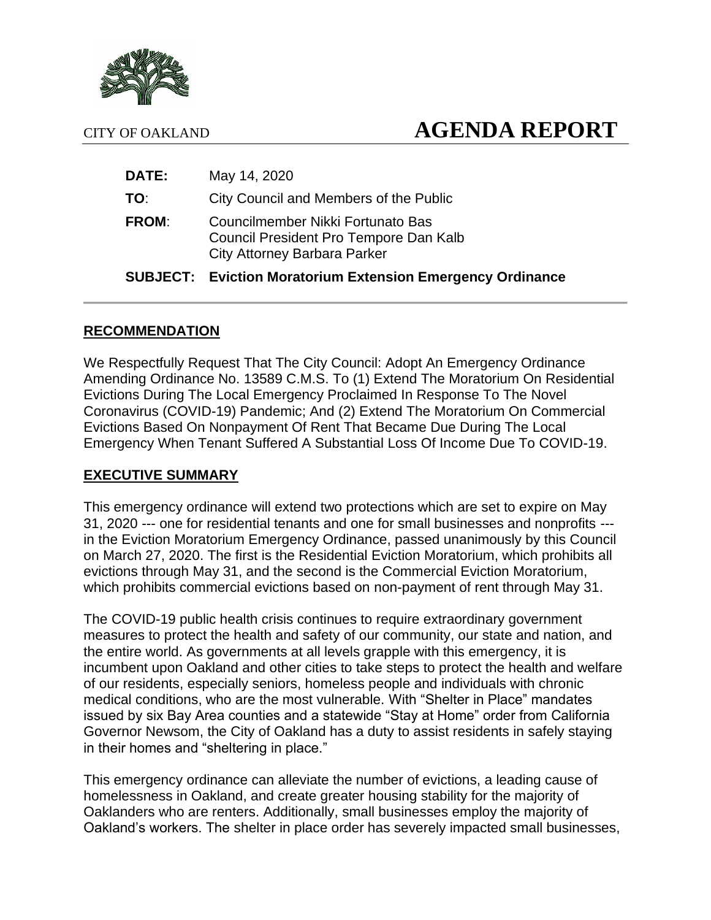CITY OF OAKLAND

# AGENDA REPORT

**DATE:** May 14, 2020

**TO**: City Council and Members of the Public

**FROM**: Councilmember Nikki Fortunato Bas
Council President Pro Tempore Dan Kalb
City Attorney Barbara Parker

**SUBJECT: Eviction Moratorium Extension Emergency Ordinance**

## RECOMMENDATION

We Respectfully Request That The City Council: Adopt An Emergency Ordinance Amending Ordinance No. 13589 C.M.S. To (1) Extend The Moratorium On Residential Evictions During The Local Emergency Proclaimed In Response To The Novel Coronavirus (COVID-19) Pandemic; And (2) Extend The Moratorium On Commercial Evictions Based On Nonpayment Of Rent That Became Due During The Local Emergency When Tenant Suffered A Substantial Loss Of Income Due To COVID-19.

## EXECUTIVE SUMMARY

This emergency ordinance will extend two protections which are set to expire on May 31, 2020 --- one for residential tenants and one for small businesses and nonprofits --- in the Eviction Moratorium Emergency Ordinance, passed unanimously by this Council on March 27, 2020. The first is the Residential Eviction Moratorium, which prohibits all evictions through May 31, and the second is the Commercial Eviction Moratorium, which prohibits commercial evictions based on non-payment of rent through May 31.

The COVID-19 public health crisis continues to require extraordinary government measures to protect the health and safety of our community, our state and nation, and the entire world. As governments at all levels grapple with this emergency, it is incumbent upon Oakland and other cities to take steps to protect the health and welfare of our residents, especially seniors, homeless people and individuals with chronic medical conditions, who are the most vulnerable. With "Shelter in Place" mandates issued by six Bay Area counties and a statewide "Stay at Home" order from California Governor Newsom, the City of Oakland has a duty to assist residents in safely staying in their homes and "sheltering in place."

This emergency ordinance can alleviate the number of evictions, a leading cause of homelessness in Oakland, and create greater housing stability for the majority of Oaklanders who are renters. Additionally, small businesses employ the majority of Oakland's workers. The shelter in place order has severely impacted small businesses,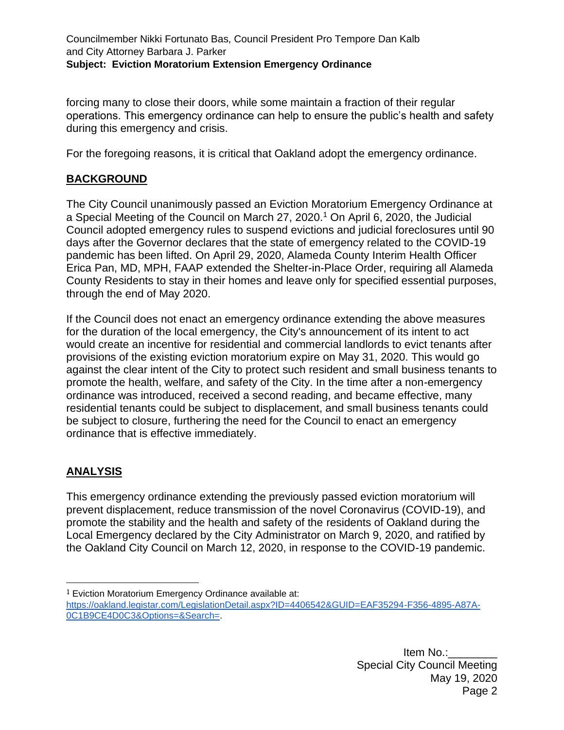forcing many to close their doors, while some maintain a fraction of their regular operations. This emergency ordinance can help to ensure the public's health and safety during this emergency and crisis.

For the foregoing reasons, it is critical that Oakland adopt the emergency ordinance.

## BACKGROUND

The City Council unanimously passed an Eviction Moratorium Emergency Ordinance at a Special Meeting of the Council on March 27, 2020.[1] On April 6, 2020, the Judicial Council adopted emergency rules to suspend evictions and judicial foreclosures until 90 days after the Governor declares that the state of emergency related to the COVID-19 pandemic has been lifted. On April 29, 2020, Alameda County Interim Health Officer Erica Pan, MD, MPH, FAAP extended the Shelter-in-Place Order, requiring all Alameda County Residents to stay in their homes and leave only for specified essential purposes, through the end of May 2020.

If the Council does not enact an emergency ordinance extending the above measures for the duration of the local emergency, the City's announcement of its intent to act would create an incentive for residential and commercial landlords to evict tenants after provisions of the existing eviction moratorium expire on May 31, 2020. This would go against the clear intent of the City to protect such resident and small business tenants to promote the health, welfare, and safety of the City. In the time after a non-emergency ordinance was introduced, received a second reading, and became effective, many residential tenants could be subject to displacement, and small business tenants could be subject to closure, furthering the need for the Council to enact an emergency ordinance that is effective immediately.

## ANALYSIS

This emergency ordinance extending the previously passed eviction moratorium will prevent displacement, reduce transmission of the novel Coronavirus (COVID-19), and promote the stability and the health and safety of the residents of Oakland during the Local Emergency declared by the City Administrator on March 9, 2020, and ratified by the Oakland City Council on March 12, 2020, in response to the COVID-19 pandemic.

---

[1] Eviction Moratorium Emergency Ordinance available at: https://oakland.legistar.com/LegislationDetail.aspx?ID=4406542&GUID=EAF35294-F356-4895-A87A-0C1B9CE4D0C3&Options=&Search=.

Item No.:________
Special City Council Meeting
May 19, 2020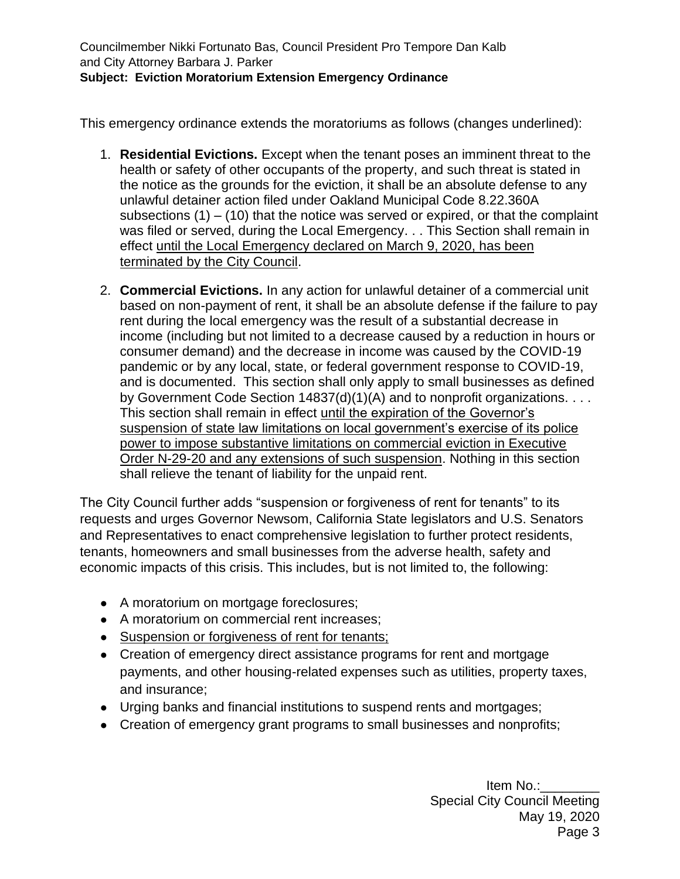This emergency ordinance extends the moratoriums as follows (changes underlined):

1. **Residential Evictions.** Except when the tenant poses an imminent threat to the health or safety of other occupants of the property, and such threat is stated in the notice as the grounds for the eviction, it shall be an absolute defense to any unlawful detainer action filed under Oakland Municipal Code 8.22.360A subsections (1) – (10) that the notice was served or expired, or that the complaint was filed or served, during the Local Emergency. . . This Section shall remain in effect <u>until the Local Emergency declared on March 9, 2020, has been terminated by the City Council</u>.

2. **Commercial Evictions.** In any action for unlawful detainer of a commercial unit based on non-payment of rent, it shall be an absolute defense if the failure to pay rent during the local emergency was the result of a substantial decrease in income (including but not limited to a decrease caused by a reduction in hours or consumer demand) and the decrease in income was caused by the COVID-19 pandemic or by any local, state, or federal government response to COVID-19, and is documented. This section shall only apply to small businesses as defined by Government Code Section 14837(d)(1)(A) and to nonprofit organizations. . . . This section shall remain in effect <u>until the expiration of the Governor's suspension of state law limitations on local government's exercise of its police power to impose substantive limitations on commercial eviction in Executive Order N-29-20 and any extensions of such suspension</u>. Nothing in this section shall relieve the tenant of liability for the unpaid rent.

The City Council further adds "suspension or forgiveness of rent for tenants" to its requests and urges Governor Newsom, California State legislators and U.S. Senators and Representatives to enact comprehensive legislation to further protect residents, tenants, homeowners and small businesses from the adverse health, safety and economic impacts of this crisis. This includes, but is not limited to, the following:

- A moratorium on mortgage foreclosures;
- A moratorium on commercial rent increases;
- <u>Suspension or forgiveness of rent for tenants;</u>
- Creation of emergency direct assistance programs for rent and mortgage payments, and other housing-related expenses such as utilities, property taxes, and insurance;
- Urging banks and financial institutions to suspend rents and mortgages;
- Creation of emergency grant programs to small businesses and nonprofits;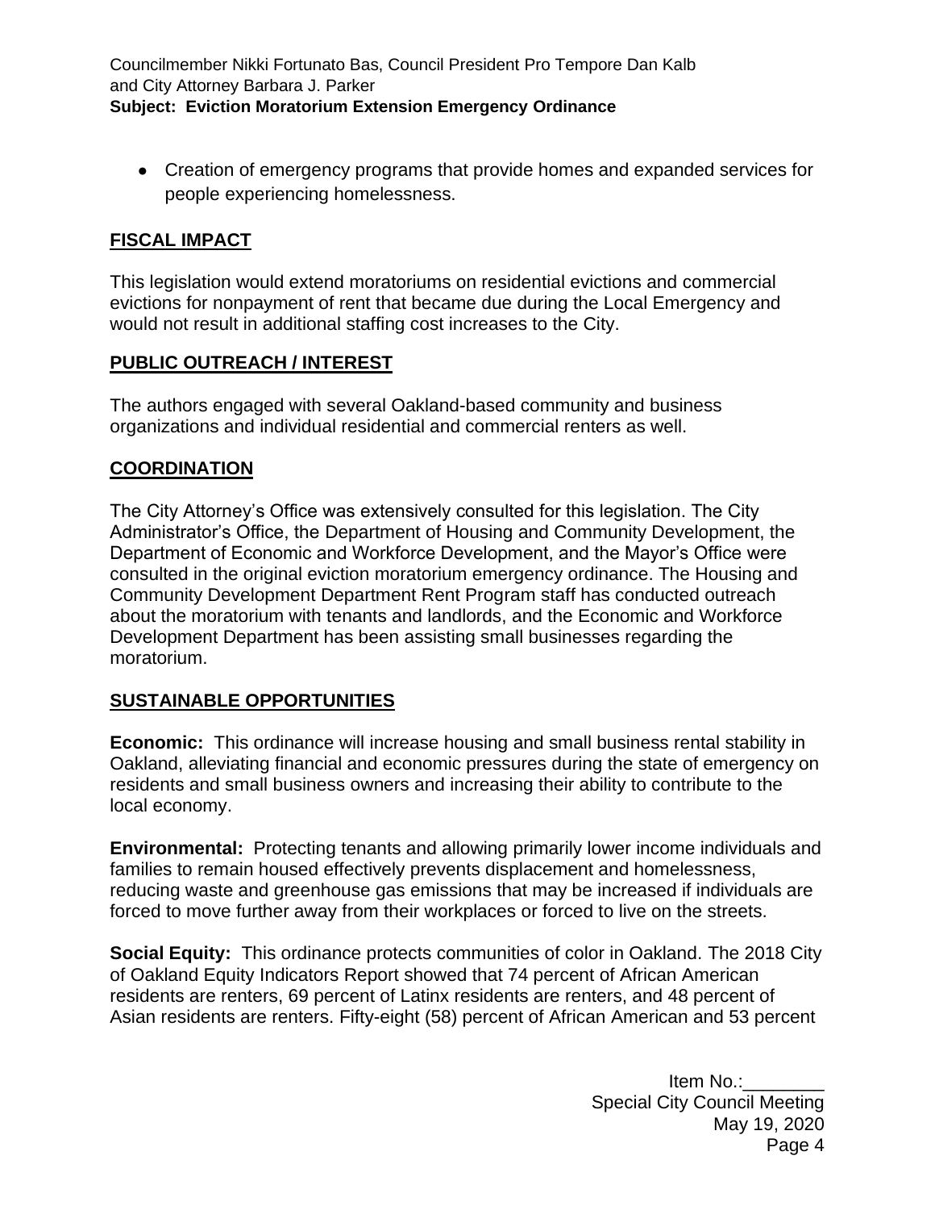- Creation of emergency programs that provide homes and expanded services for people experiencing homelessness.

## FISCAL IMPACT

This legislation would extend moratoriums on residential evictions and commercial evictions for nonpayment of rent that became due during the Local Emergency and would not result in additional staffing cost increases to the City.

## PUBLIC OUTREACH / INTEREST

The authors engaged with several Oakland-based community and business organizations and individual residential and commercial renters as well.

## COORDINATION

The City Attorney's Office was extensively consulted for this legislation. The City Administrator's Office, the Department of Housing and Community Development, the Department of Economic and Workforce Development, and the Mayor's Office were consulted in the original eviction moratorium emergency ordinance. The Housing and Community Development Department Rent Program staff has conducted outreach about the moratorium with tenants and landlords, and the Economic and Workforce Development Department has been assisting small businesses regarding the moratorium.

## SUSTAINABLE OPPORTUNITIES

**Economic:** This ordinance will increase housing and small business rental stability in Oakland, alleviating financial and economic pressures during the state of emergency on residents and small business owners and increasing their ability to contribute to the local economy.

**Environmental:** Protecting tenants and allowing primarily lower income individuals and families to remain housed effectively prevents displacement and homelessness, reducing waste and greenhouse gas emissions that may be increased if individuals are forced to move further away from their workplaces or forced to live on the streets.

**Social Equity:** This ordinance protects communities of color in Oakland. The 2018 City of Oakland Equity Indicators Report showed that 74 percent of African American residents are renters, 69 percent of Latinx residents are renters, and 48 percent of Asian residents are renters. Fifty-eight (58) percent of African American and 53 percent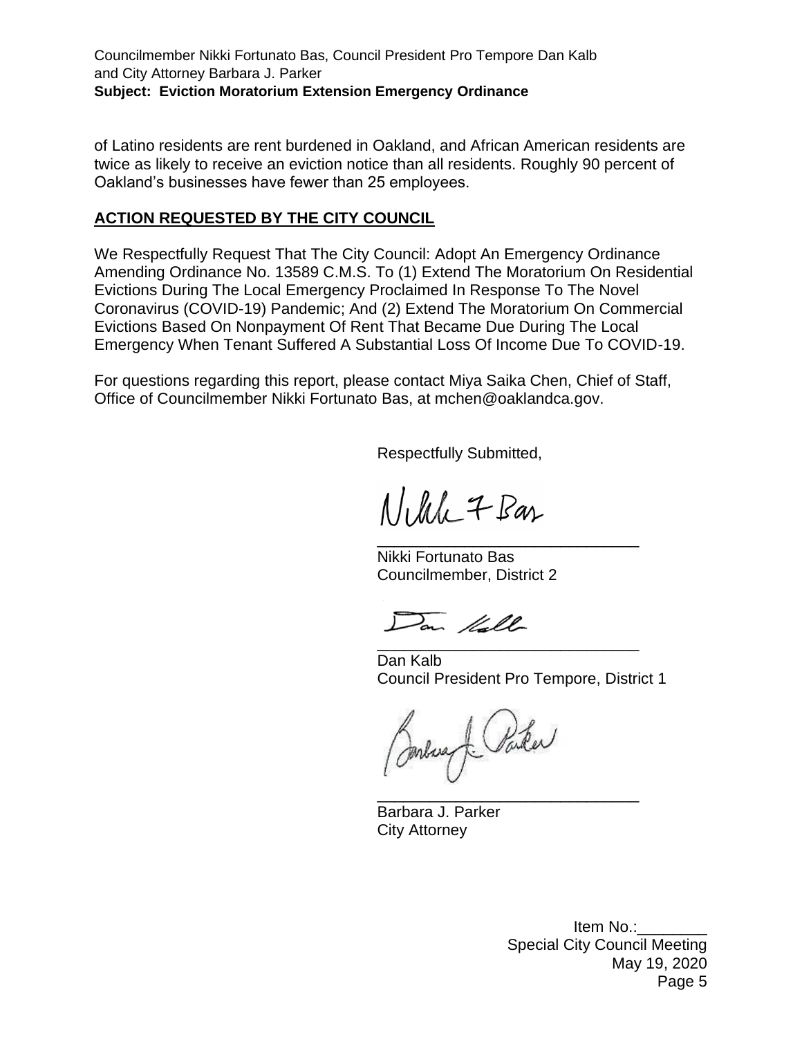of Latino residents are rent burdened in Oakland, and African American residents are twice as likely to receive an eviction notice than all residents. Roughly 90 percent of Oakland's businesses have fewer than 25 employees.

## ACTION REQUESTED BY THE CITY COUNCIL

We Respectfully Request That The City Council: Adopt An Emergency Ordinance Amending Ordinance No. 13589 C.M.S. To (1) Extend The Moratorium On Residential Evictions During The Local Emergency Proclaimed In Response To The Novel Coronavirus (COVID-19) Pandemic; And (2) Extend The Moratorium On Commercial Evictions Based On Nonpayment Of Rent That Became Due During The Local Emergency When Tenant Suffered A Substantial Loss Of Income Due To COVID-19.

For questions regarding this report, please contact Miya Saika Chen, Chief of Staff, Office of Councilmember Nikki Fortunato Bas, at mchen@oaklandca.gov.

Respectfully Submitted,

Nikki Fortunato Bas
Councilmember, District 2

Dan Kalb
Council President Pro Tempore, District 1

Barbara J. Parker
City Attorney

Item No.:________
Special City Council Meeting
May 19, 2020